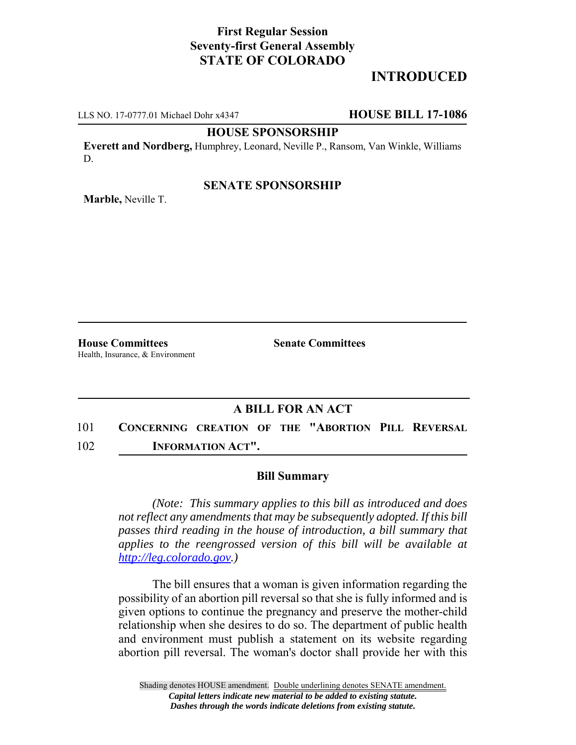**First Regular Session**
**Seventy-first General Assembly**
**STATE OF COLORADO**

# INTRODUCED

LLS NO. 17-0777.01 Michael Dohr x4347 **HOUSE BILL 17-1086**

**HOUSE SPONSORSHIP**

**Everett and Nordberg,** Humphrey, Leonard, Neville P., Ransom, Van Winkle, Williams D.

**SENATE SPONSORSHIP**

**Marble,** Neville T.

**House Committees**
Health, Insurance, & Environment

**Senate Committees**

## A BILL FOR AN ACT

101 **CONCERNING CREATION OF THE "ABORTION PILL REVERSAL**
102 **INFORMATION ACT".**

### Bill Summary

*(Note: This summary applies to this bill as introduced and does not reflect any amendments that may be subsequently adopted. If this bill passes third reading in the house of introduction, a bill summary that applies to the reengrossed version of this bill will be available at http://leg.colorado.gov.)*

The bill ensures that a woman is given information regarding the possibility of an abortion pill reversal so that she is fully informed and is given options to continue the pregnancy and preserve the mother-child relationship when she desires to do so. The department of public health and environment must publish a statement on its website regarding abortion pill reversal. The woman's doctor shall provide her with this

Shading denotes HOUSE amendment. Double underlining denotes SENATE amendment.
***Capital letters indicate new material to be added to existing statute.***
***Dashes through the words indicate deletions from existing statute.***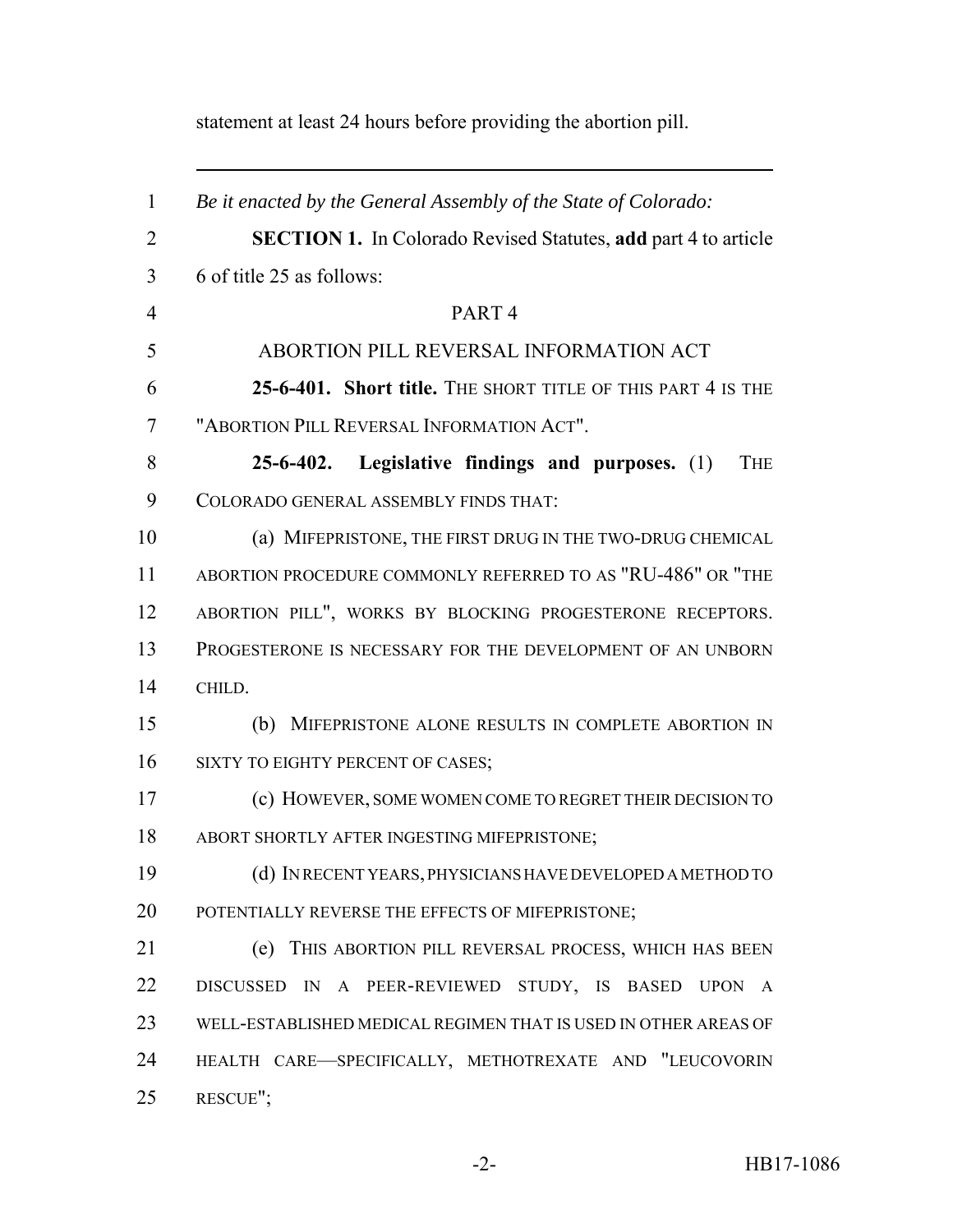statement at least 24 hours before providing the abortion pill.

---

*Be it enacted by the General Assembly of the State of Colorado:*

**SECTION 1.** In Colorado Revised Statutes, **add** part 4 to article 6 of title 25 as follows:

PART 4

ABORTION PILL REVERSAL INFORMATION ACT

**25-6-401. Short title.** THE SHORT TITLE OF THIS PART 4 IS THE "ABORTION PILL REVERSAL INFORMATION ACT".

**25-6-402. Legislative findings and purposes.** (1) THE COLORADO GENERAL ASSEMBLY FINDS THAT:

(a) MIFEPRISTONE, THE FIRST DRUG IN THE TWO-DRUG CHEMICAL ABORTION PROCEDURE COMMONLY REFERRED TO AS "RU-486" OR "THE ABORTION PILL", WORKS BY BLOCKING PROGESTERONE RECEPTORS. PROGESTERONE IS NECESSARY FOR THE DEVELOPMENT OF AN UNBORN CHILD.

(b) MIFEPRISTONE ALONE RESULTS IN COMPLETE ABORTION IN SIXTY TO EIGHTY PERCENT OF CASES;

(c) HOWEVER, SOME WOMEN COME TO REGRET THEIR DECISION TO ABORT SHORTLY AFTER INGESTING MIFEPRISTONE;

(d) IN RECENT YEARS, PHYSICIANS HAVE DEVELOPED A METHOD TO POTENTIALLY REVERSE THE EFFECTS OF MIFEPRISTONE;

(e) THIS ABORTION PILL REVERSAL PROCESS, WHICH HAS BEEN DISCUSSED IN A PEER-REVIEWED STUDY, IS BASED UPON A WELL-ESTABLISHED MEDICAL REGIMEN THAT IS USED IN OTHER AREAS OF HEALTH CARE—SPECIFICALLY, METHOTREXATE AND "LEUCOVORIN RESCUE";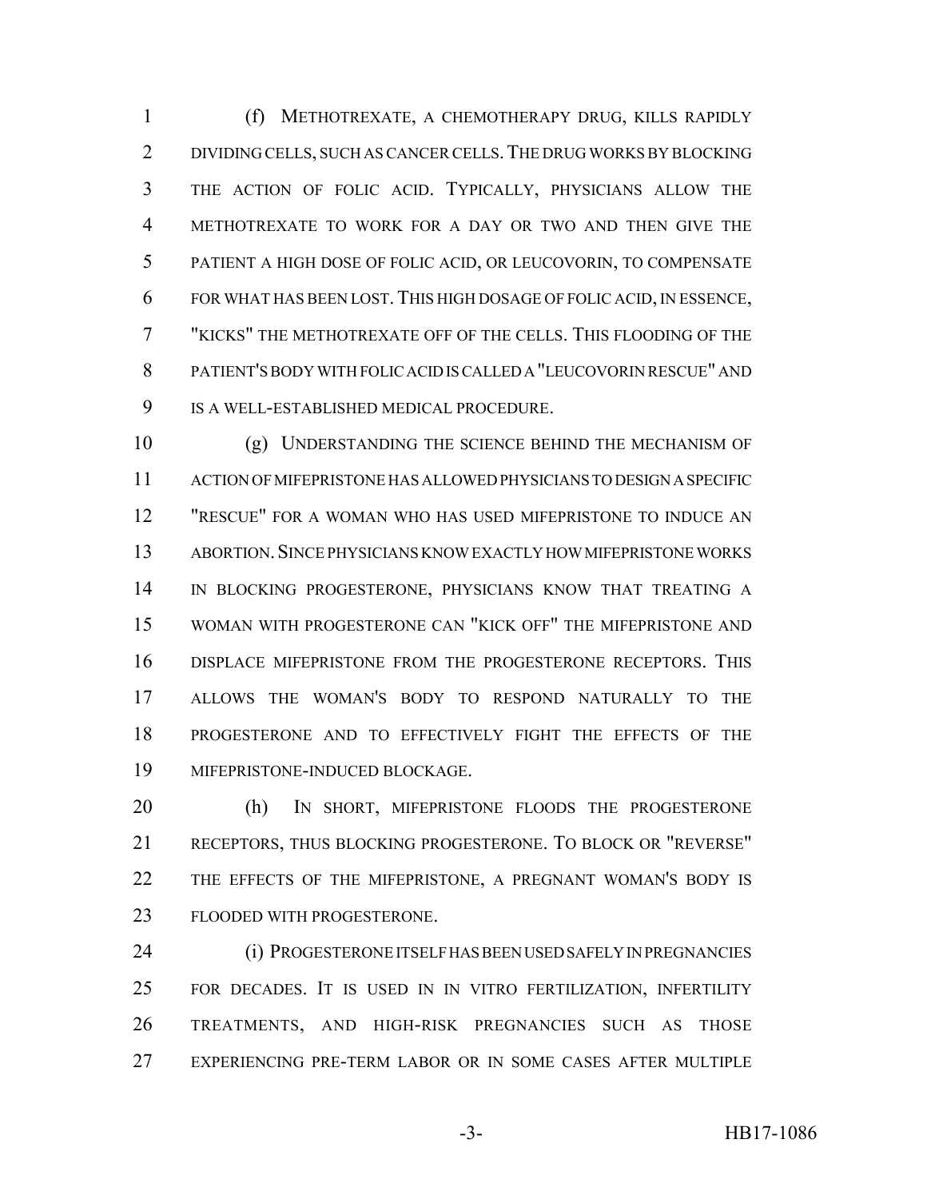(f) METHOTREXATE, A CHEMOTHERAPY DRUG, KILLS RAPIDLY DIVIDING CELLS, SUCH AS CANCER CELLS. THE DRUG WORKS BY BLOCKING THE ACTION OF FOLIC ACID. TYPICALLY, PHYSICIANS ALLOW THE METHOTREXATE TO WORK FOR A DAY OR TWO AND THEN GIVE THE PATIENT A HIGH DOSE OF FOLIC ACID, OR LEUCOVORIN, TO COMPENSATE FOR WHAT HAS BEEN LOST. THIS HIGH DOSAGE OF FOLIC ACID, IN ESSENCE, "KICKS" THE METHOTREXATE OFF OF THE CELLS. THIS FLOODING OF THE PATIENT'S BODY WITH FOLIC ACID IS CALLED A "LEUCOVORIN RESCUE" AND IS A WELL-ESTABLISHED MEDICAL PROCEDURE.

(g) UNDERSTANDING THE SCIENCE BEHIND THE MECHANISM OF ACTION OF MIFEPRISTONE HAS ALLOWED PHYSICIANS TO DESIGN A SPECIFIC "RESCUE" FOR A WOMAN WHO HAS USED MIFEPRISTONE TO INDUCE AN ABORTION. SINCE PHYSICIANS KNOW EXACTLY HOW MIFEPRISTONE WORKS IN BLOCKING PROGESTERONE, PHYSICIANS KNOW THAT TREATING A WOMAN WITH PROGESTERONE CAN "KICK OFF" THE MIFEPRISTONE AND DISPLACE MIFEPRISTONE FROM THE PROGESTERONE RECEPTORS. THIS ALLOWS THE WOMAN'S BODY TO RESPOND NATURALLY TO THE PROGESTERONE AND TO EFFECTIVELY FIGHT THE EFFECTS OF THE MIFEPRISTONE-INDUCED BLOCKAGE.

(h) IN SHORT, MIFEPRISTONE FLOODS THE PROGESTERONE RECEPTORS, THUS BLOCKING PROGESTERONE. TO BLOCK OR "REVERSE" THE EFFECTS OF THE MIFEPRISTONE, A PREGNANT WOMAN'S BODY IS FLOODED WITH PROGESTERONE.

(i) PROGESTERONE ITSELF HAS BEEN USED SAFELY IN PREGNANCIES FOR DECADES. IT IS USED IN IN VITRO FERTILIZATION, INFERTILITY TREATMENTS, AND HIGH-RISK PREGNANCIES SUCH AS THOSE EXPERIENCING PRE-TERM LABOR OR IN SOME CASES AFTER MULTIPLE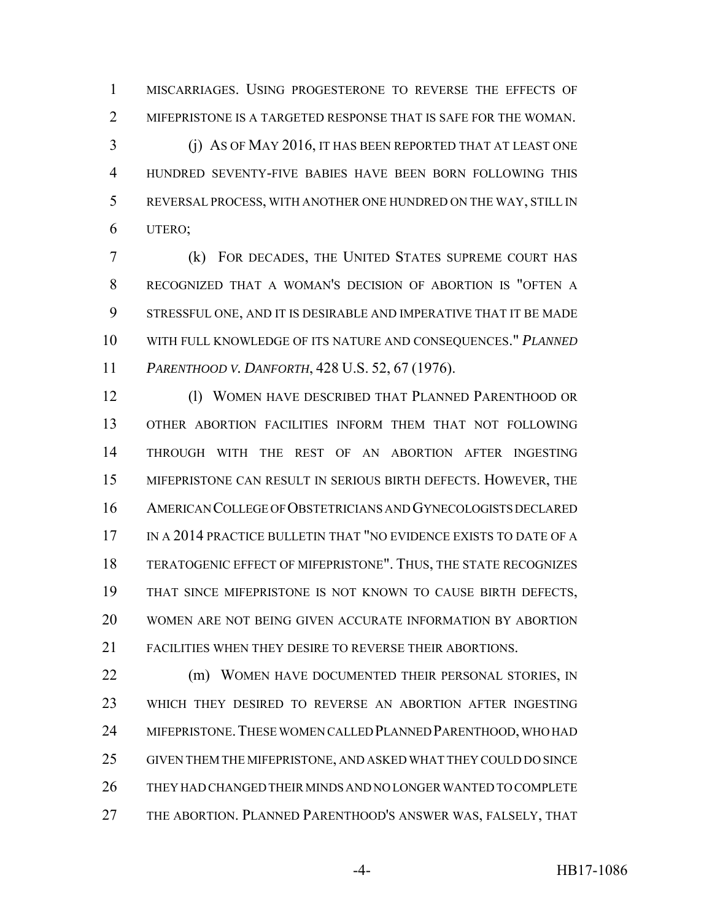MISCARRIAGES. USING PROGESTERONE TO REVERSE THE EFFECTS OF MIFEPRISTONE IS A TARGETED RESPONSE THAT IS SAFE FOR THE WOMAN.

(j) AS OF MAY 2016, IT HAS BEEN REPORTED THAT AT LEAST ONE HUNDRED SEVENTY-FIVE BABIES HAVE BEEN BORN FOLLOWING THIS REVERSAL PROCESS, WITH ANOTHER ONE HUNDRED ON THE WAY, STILL IN UTERO;

(k) FOR DECADES, THE UNITED STATES SUPREME COURT HAS RECOGNIZED THAT A WOMAN'S DECISION OF ABORTION IS "OFTEN A STRESSFUL ONE, AND IT IS DESIRABLE AND IMPERATIVE THAT IT BE MADE WITH FULL KNOWLEDGE OF ITS NATURE AND CONSEQUENCES." *PLANNED PARENTHOOD V. DANFORTH*, 428 U.S. 52, 67 (1976).

(l) WOMEN HAVE DESCRIBED THAT PLANNED PARENTHOOD OR OTHER ABORTION FACILITIES INFORM THEM THAT NOT FOLLOWING THROUGH WITH THE REST OF AN ABORTION AFTER INGESTING MIFEPRISTONE CAN RESULT IN SERIOUS BIRTH DEFECTS. HOWEVER, THE AMERICAN COLLEGE OF OBSTETRICIANS AND GYNECOLOGISTS DECLARED IN A 2014 PRACTICE BULLETIN THAT "NO EVIDENCE EXISTS TO DATE OF A TERATOGENIC EFFECT OF MIFEPRISTONE". THUS, THE STATE RECOGNIZES THAT SINCE MIFEPRISTONE IS NOT KNOWN TO CAUSE BIRTH DEFECTS, WOMEN ARE NOT BEING GIVEN ACCURATE INFORMATION BY ABORTION FACILITIES WHEN THEY DESIRE TO REVERSE THEIR ABORTIONS.

(m) WOMEN HAVE DOCUMENTED THEIR PERSONAL STORIES, IN WHICH THEY DESIRED TO REVERSE AN ABORTION AFTER INGESTING MIFEPRISTONE. THESE WOMEN CALLED PLANNED PARENTHOOD, WHO HAD GIVEN THEM THE MIFEPRISTONE, AND ASKED WHAT THEY COULD DO SINCE THEY HAD CHANGED THEIR MINDS AND NO LONGER WANTED TO COMPLETE THE ABORTION. PLANNED PARENTHOOD'S ANSWER WAS, FALSELY, THAT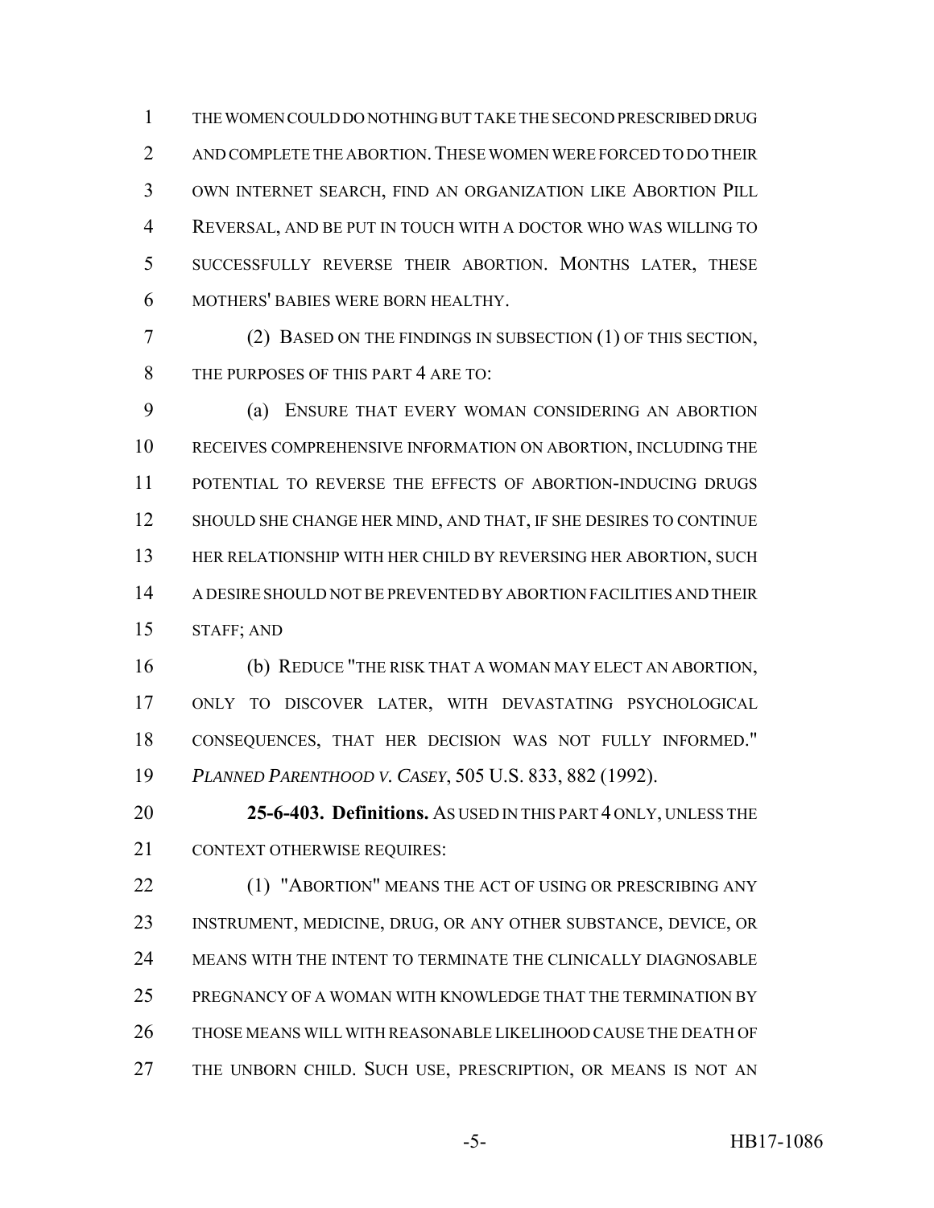THE WOMEN COULD DO NOTHING BUT TAKE THE SECOND PRESCRIBED DRUG AND COMPLETE THE ABORTION. THESE WOMEN WERE FORCED TO DO THEIR OWN INTERNET SEARCH, FIND AN ORGANIZATION LIKE ABORTION PILL REVERSAL, AND BE PUT IN TOUCH WITH A DOCTOR WHO WAS WILLING TO SUCCESSFULLY REVERSE THEIR ABORTION. MONTHS LATER, THESE MOTHERS' BABIES WERE BORN HEALTHY.

(2) BASED ON THE FINDINGS IN SUBSECTION (1) OF THIS SECTION, THE PURPOSES OF THIS PART 4 ARE TO:

(a) ENSURE THAT EVERY WOMAN CONSIDERING AN ABORTION RECEIVES COMPREHENSIVE INFORMATION ON ABORTION, INCLUDING THE POTENTIAL TO REVERSE THE EFFECTS OF ABORTION-INDUCING DRUGS SHOULD SHE CHANGE HER MIND, AND THAT, IF SHE DESIRES TO CONTINUE HER RELATIONSHIP WITH HER CHILD BY REVERSING HER ABORTION, SUCH A DESIRE SHOULD NOT BE PREVENTED BY ABORTION FACILITIES AND THEIR STAFF; AND

(b) REDUCE "THE RISK THAT A WOMAN MAY ELECT AN ABORTION, ONLY TO DISCOVER LATER, WITH DEVASTATING PSYCHOLOGICAL CONSEQUENCES, THAT HER DECISION WAS NOT FULLY INFORMED." *PLANNED PARENTHOOD V. CASEY*, 505 U.S. 833, 882 (1992).

**25-6-403. Definitions.** AS USED IN THIS PART 4 ONLY, UNLESS THE CONTEXT OTHERWISE REQUIRES:

(1) "ABORTION" MEANS THE ACT OF USING OR PRESCRIBING ANY INSTRUMENT, MEDICINE, DRUG, OR ANY OTHER SUBSTANCE, DEVICE, OR MEANS WITH THE INTENT TO TERMINATE THE CLINICALLY DIAGNOSABLE PREGNANCY OF A WOMAN WITH KNOWLEDGE THAT THE TERMINATION BY THOSE MEANS WILL WITH REASONABLE LIKELIHOOD CAUSE THE DEATH OF THE UNBORN CHILD. SUCH USE, PRESCRIPTION, OR MEANS IS NOT AN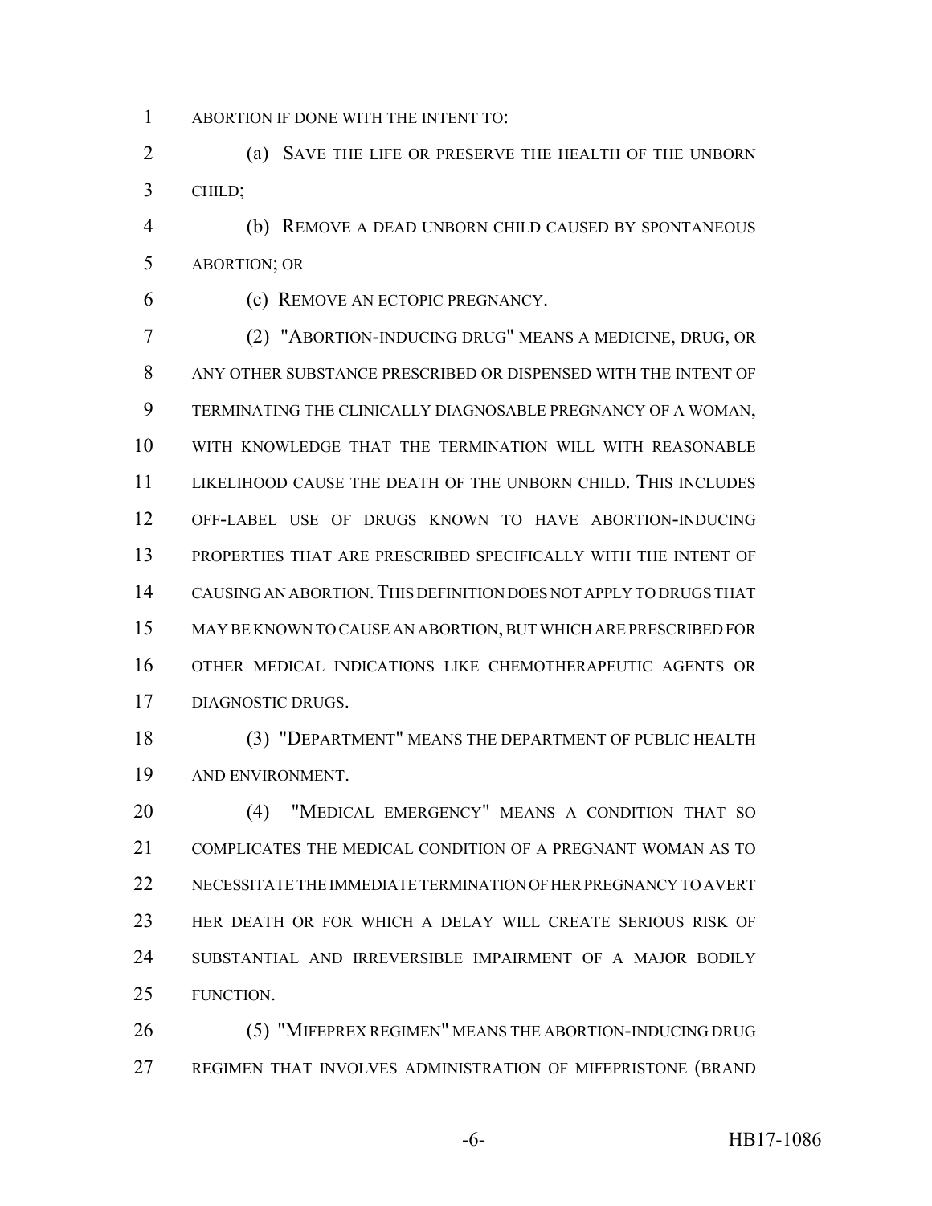ABORTION IF DONE WITH THE INTENT TO:

(a) SAVE THE LIFE OR PRESERVE THE HEALTH OF THE UNBORN CHILD;

(b) REMOVE A DEAD UNBORN CHILD CAUSED BY SPONTANEOUS ABORTION; OR

(c) REMOVE AN ECTOPIC PREGNANCY.

(2) "ABORTION-INDUCING DRUG" MEANS A MEDICINE, DRUG, OR ANY OTHER SUBSTANCE PRESCRIBED OR DISPENSED WITH THE INTENT OF TERMINATING THE CLINICALLY DIAGNOSABLE PREGNANCY OF A WOMAN, WITH KNOWLEDGE THAT THE TERMINATION WILL WITH REASONABLE LIKELIHOOD CAUSE THE DEATH OF THE UNBORN CHILD. THIS INCLUDES OFF-LABEL USE OF DRUGS KNOWN TO HAVE ABORTION-INDUCING PROPERTIES THAT ARE PRESCRIBED SPECIFICALLY WITH THE INTENT OF CAUSING AN ABORTION. THIS DEFINITION DOES NOT APPLY TO DRUGS THAT MAY BE KNOWN TO CAUSE AN ABORTION, BUT WHICH ARE PRESCRIBED FOR OTHER MEDICAL INDICATIONS LIKE CHEMOTHERAPEUTIC AGENTS OR DIAGNOSTIC DRUGS.

(3) "DEPARTMENT" MEANS THE DEPARTMENT OF PUBLIC HEALTH AND ENVIRONMENT.

(4) "MEDICAL EMERGENCY" MEANS A CONDITION THAT SO COMPLICATES THE MEDICAL CONDITION OF A PREGNANT WOMAN AS TO NECESSITATE THE IMMEDIATE TERMINATION OF HER PREGNANCY TO AVERT HER DEATH OR FOR WHICH A DELAY WILL CREATE SERIOUS RISK OF SUBSTANTIAL AND IRREVERSIBLE IMPAIRMENT OF A MAJOR BODILY FUNCTION.

(5) "MIFEPREX REGIMEN" MEANS THE ABORTION-INDUCING DRUG REGIMEN THAT INVOLVES ADMINISTRATION OF MIFEPRISTONE (BRAND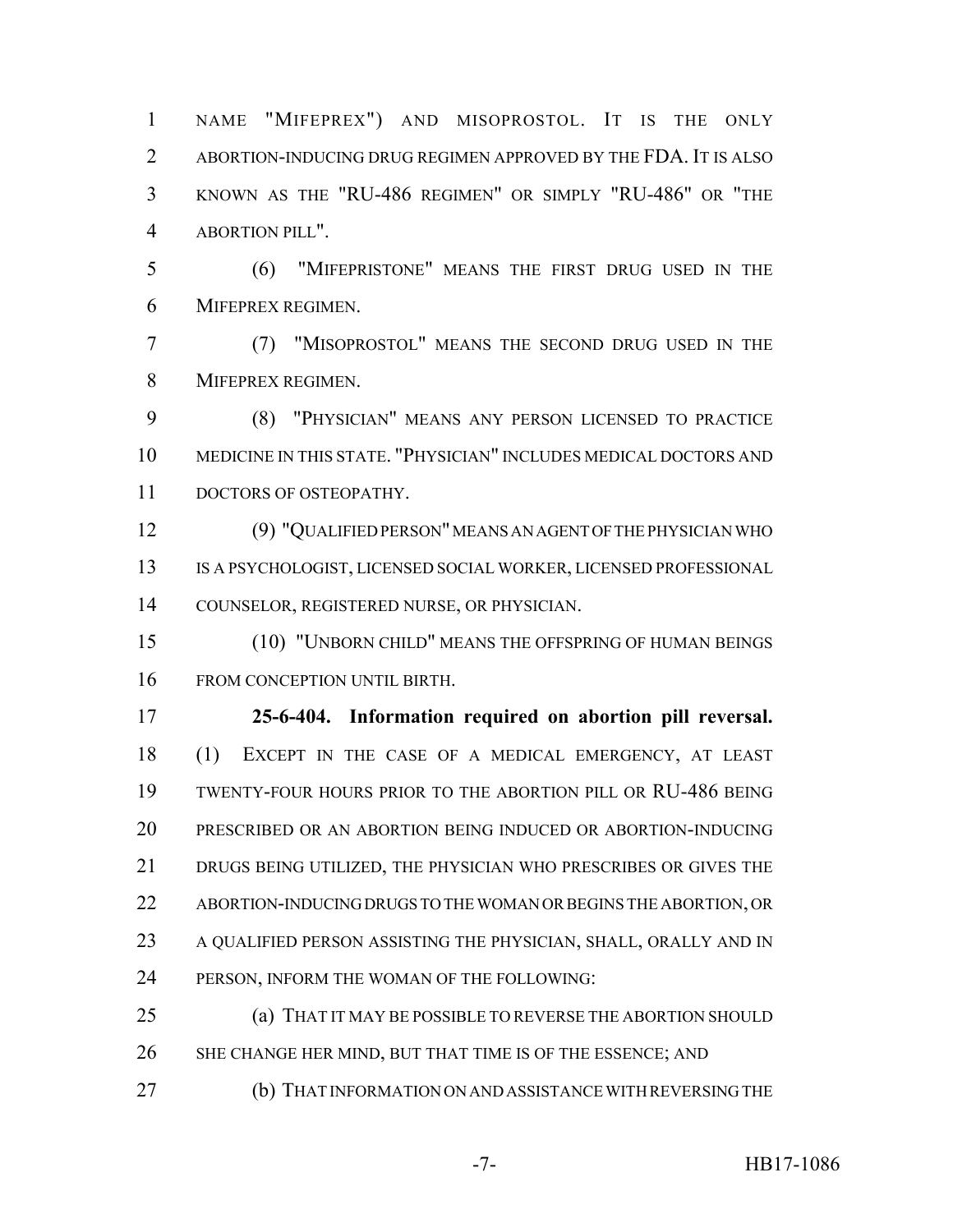NAME "MIFEPREX") AND MISOPROSTOL. IT IS THE ONLY ABORTION-INDUCING DRUG REGIMEN APPROVED BY THE FDA. IT IS ALSO KNOWN AS THE "RU-486 REGIMEN" OR SIMPLY "RU-486" OR "THE ABORTION PILL".

(6) "MIFEPRISTONE" MEANS THE FIRST DRUG USED IN THE MIFEPREX REGIMEN.

(7) "MISOPROSTOL" MEANS THE SECOND DRUG USED IN THE MIFEPREX REGIMEN.

(8) "PHYSICIAN" MEANS ANY PERSON LICENSED TO PRACTICE MEDICINE IN THIS STATE. "PHYSICIAN" INCLUDES MEDICAL DOCTORS AND DOCTORS OF OSTEOPATHY.

(9) "QUALIFIED PERSON" MEANS AN AGENT OF THE PHYSICIAN WHO IS A PSYCHOLOGIST, LICENSED SOCIAL WORKER, LICENSED PROFESSIONAL COUNSELOR, REGISTERED NURSE, OR PHYSICIAN.

(10) "UNBORN CHILD" MEANS THE OFFSPRING OF HUMAN BEINGS FROM CONCEPTION UNTIL BIRTH.

**25-6-404. Information required on abortion pill reversal.** (1) EXCEPT IN THE CASE OF A MEDICAL EMERGENCY, AT LEAST TWENTY-FOUR HOURS PRIOR TO THE ABORTION PILL OR RU-486 BEING PRESCRIBED OR AN ABORTION BEING INDUCED OR ABORTION-INDUCING DRUGS BEING UTILIZED, THE PHYSICIAN WHO PRESCRIBES OR GIVES THE ABORTION-INDUCING DRUGS TO THE WOMAN OR BEGINS THE ABORTION, OR A QUALIFIED PERSON ASSISTING THE PHYSICIAN, SHALL, ORALLY AND IN PERSON, INFORM THE WOMAN OF THE FOLLOWING:

(a) THAT IT MAY BE POSSIBLE TO REVERSE THE ABORTION SHOULD SHE CHANGE HER MIND, BUT THAT TIME IS OF THE ESSENCE; AND

(b) THAT INFORMATION ON AND ASSISTANCE WITH REVERSING THE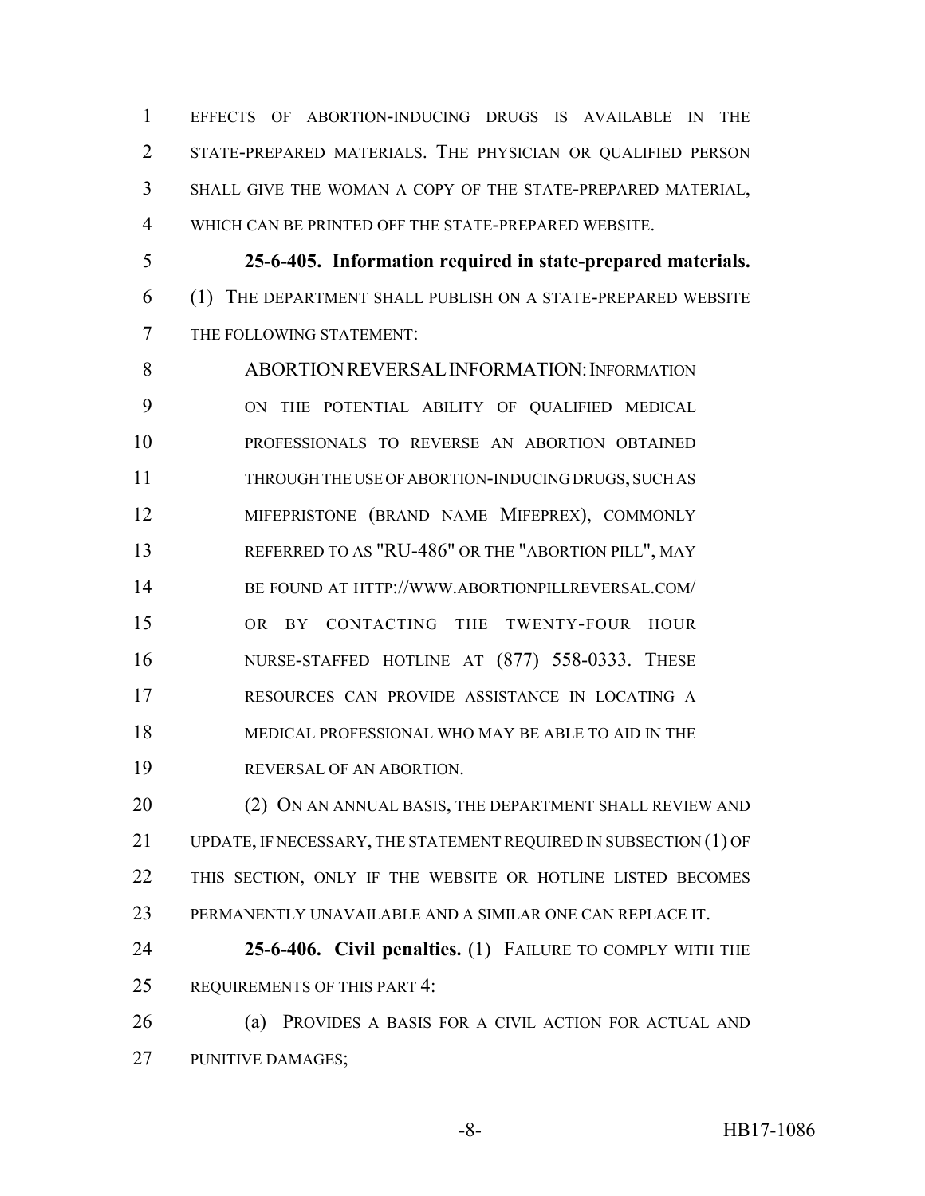EFFECTS OF ABORTION-INDUCING DRUGS IS AVAILABLE IN THE STATE-PREPARED MATERIALS. THE PHYSICIAN OR QUALIFIED PERSON SHALL GIVE THE WOMAN A COPY OF THE STATE-PREPARED MATERIAL, WHICH CAN BE PRINTED OFF THE STATE-PREPARED WEBSITE.

**25-6-405. Information required in state-prepared materials.** (1) THE DEPARTMENT SHALL PUBLISH ON A STATE-PREPARED WEBSITE THE FOLLOWING STATEMENT:

> ABORTION REVERSAL INFORMATION: INFORMATION ON THE POTENTIAL ABILITY OF QUALIFIED MEDICAL PROFESSIONALS TO REVERSE AN ABORTION OBTAINED THROUGH THE USE OF ABORTION-INDUCING DRUGS, SUCH AS MIFEPRISTONE (BRAND NAME MIFEPREX), COMMONLY REFERRED TO AS "RU-486" OR THE "ABORTION PILL", MAY BE FOUND AT HTTP://WWW.ABORTIONPILLREVERSAL.COM/ OR BY CONTACTING THE TWENTY-FOUR HOUR NURSE-STAFFED HOTLINE AT (877) 558-0333. THESE RESOURCES CAN PROVIDE ASSISTANCE IN LOCATING A MEDICAL PROFESSIONAL WHO MAY BE ABLE TO AID IN THE REVERSAL OF AN ABORTION.

(2) ON AN ANNUAL BASIS, THE DEPARTMENT SHALL REVIEW AND UPDATE, IF NECESSARY, THE STATEMENT REQUIRED IN SUBSECTION (1) OF THIS SECTION, ONLY IF THE WEBSITE OR HOTLINE LISTED BECOMES PERMANENTLY UNAVAILABLE AND A SIMILAR ONE CAN REPLACE IT.

**25-6-406. Civil penalties.** (1) FAILURE TO COMPLY WITH THE REQUIREMENTS OF THIS PART 4:

(a) PROVIDES A BASIS FOR A CIVIL ACTION FOR ACTUAL AND PUNITIVE DAMAGES;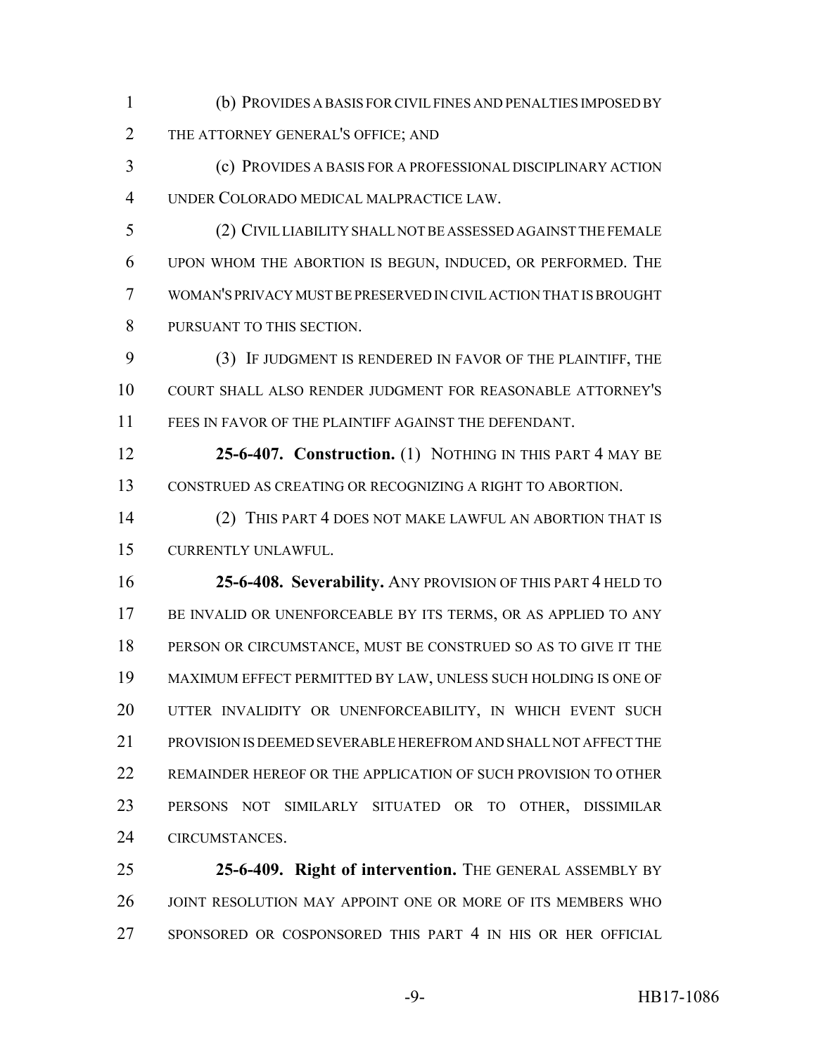(b) PROVIDES A BASIS FOR CIVIL FINES AND PENALTIES IMPOSED BY THE ATTORNEY GENERAL'S OFFICE; AND

(c) PROVIDES A BASIS FOR A PROFESSIONAL DISCIPLINARY ACTION UNDER COLORADO MEDICAL MALPRACTICE LAW.

(2) CIVIL LIABILITY SHALL NOT BE ASSESSED AGAINST THE FEMALE UPON WHOM THE ABORTION IS BEGUN, INDUCED, OR PERFORMED. THE WOMAN'S PRIVACY MUST BE PRESERVED IN CIVIL ACTION THAT IS BROUGHT PURSUANT TO THIS SECTION.

(3) IF JUDGMENT IS RENDERED IN FAVOR OF THE PLAINTIFF, THE COURT SHALL ALSO RENDER JUDGMENT FOR REASONABLE ATTORNEY'S FEES IN FAVOR OF THE PLAINTIFF AGAINST THE DEFENDANT.

**25-6-407. Construction.** (1) NOTHING IN THIS PART 4 MAY BE CONSTRUED AS CREATING OR RECOGNIZING A RIGHT TO ABORTION.

(2) THIS PART 4 DOES NOT MAKE LAWFUL AN ABORTION THAT IS CURRENTLY UNLAWFUL.

**25-6-408. Severability.** ANY PROVISION OF THIS PART 4 HELD TO BE INVALID OR UNENFORCEABLE BY ITS TERMS, OR AS APPLIED TO ANY PERSON OR CIRCUMSTANCE, MUST BE CONSTRUED SO AS TO GIVE IT THE MAXIMUM EFFECT PERMITTED BY LAW, UNLESS SUCH HOLDING IS ONE OF UTTER INVALIDITY OR UNENFORCEABILITY, IN WHICH EVENT SUCH PROVISION IS DEEMED SEVERABLE HEREFROM AND SHALL NOT AFFECT THE REMAINDER HEREOF OR THE APPLICATION OF SUCH PROVISION TO OTHER PERSONS NOT SIMILARLY SITUATED OR TO OTHER, DISSIMILAR CIRCUMSTANCES.

**25-6-409. Right of intervention.** THE GENERAL ASSEMBLY BY JOINT RESOLUTION MAY APPOINT ONE OR MORE OF ITS MEMBERS WHO SPONSORED OR COSPONSORED THIS PART 4 IN HIS OR HER OFFICIAL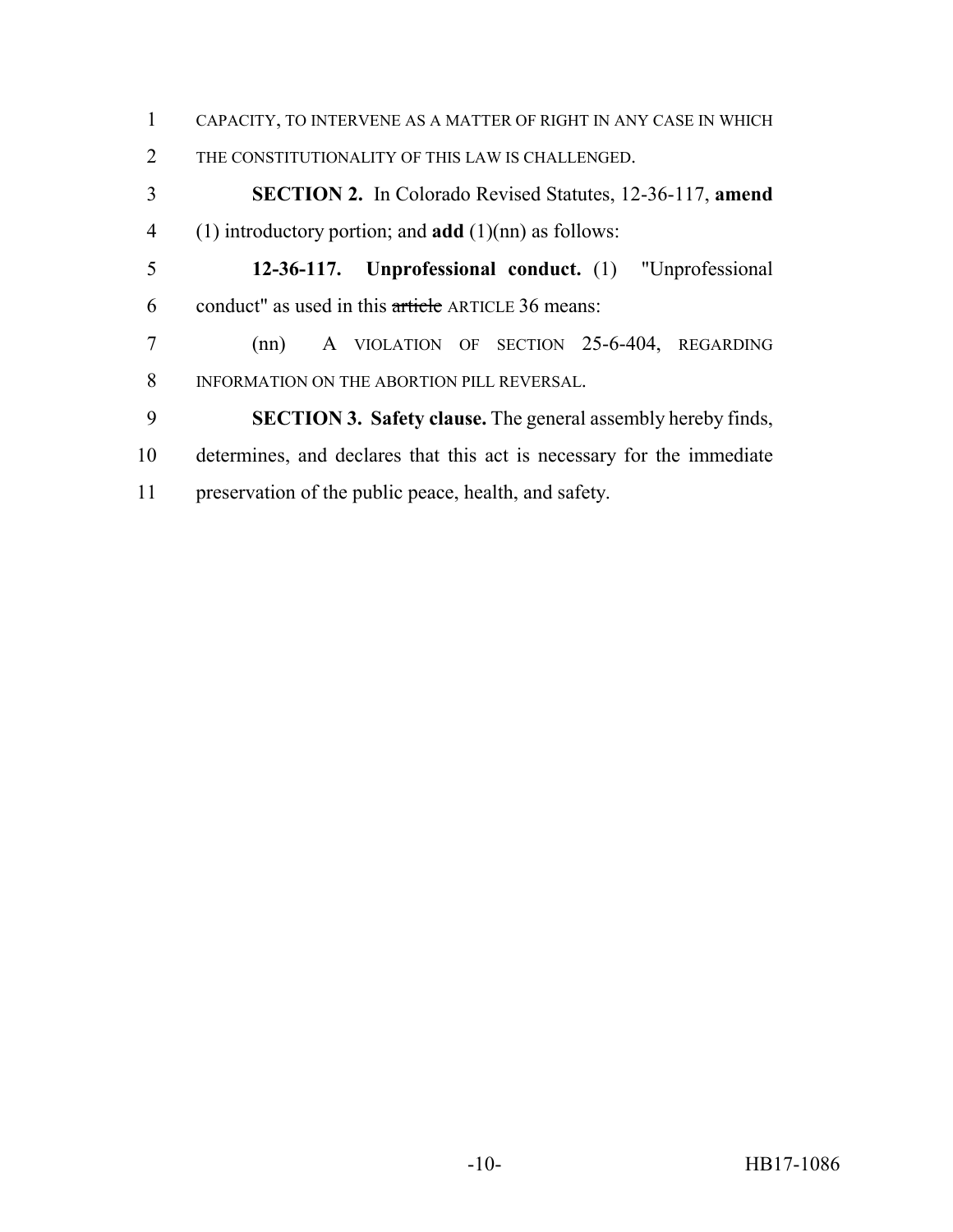CAPACITY, TO INTERVENE AS A MATTER OF RIGHT IN ANY CASE IN WHICH THE CONSTITUTIONALITY OF THIS LAW IS CHALLENGED.

**SECTION 2.** In Colorado Revised Statutes, 12-36-117, **amend** (1) introductory portion; and **add** (1)(nn) as follows:

**12-36-117. Unprofessional conduct.** (1) "Unprofessional conduct" as used in this ~~article~~ ARTICLE 36 means:

(nn) A VIOLATION OF SECTION 25-6-404, REGARDING INFORMATION ON THE ABORTION PILL REVERSAL.

**SECTION 3. Safety clause.** The general assembly hereby finds, determines, and declares that this act is necessary for the immediate preservation of the public peace, health, and safety.